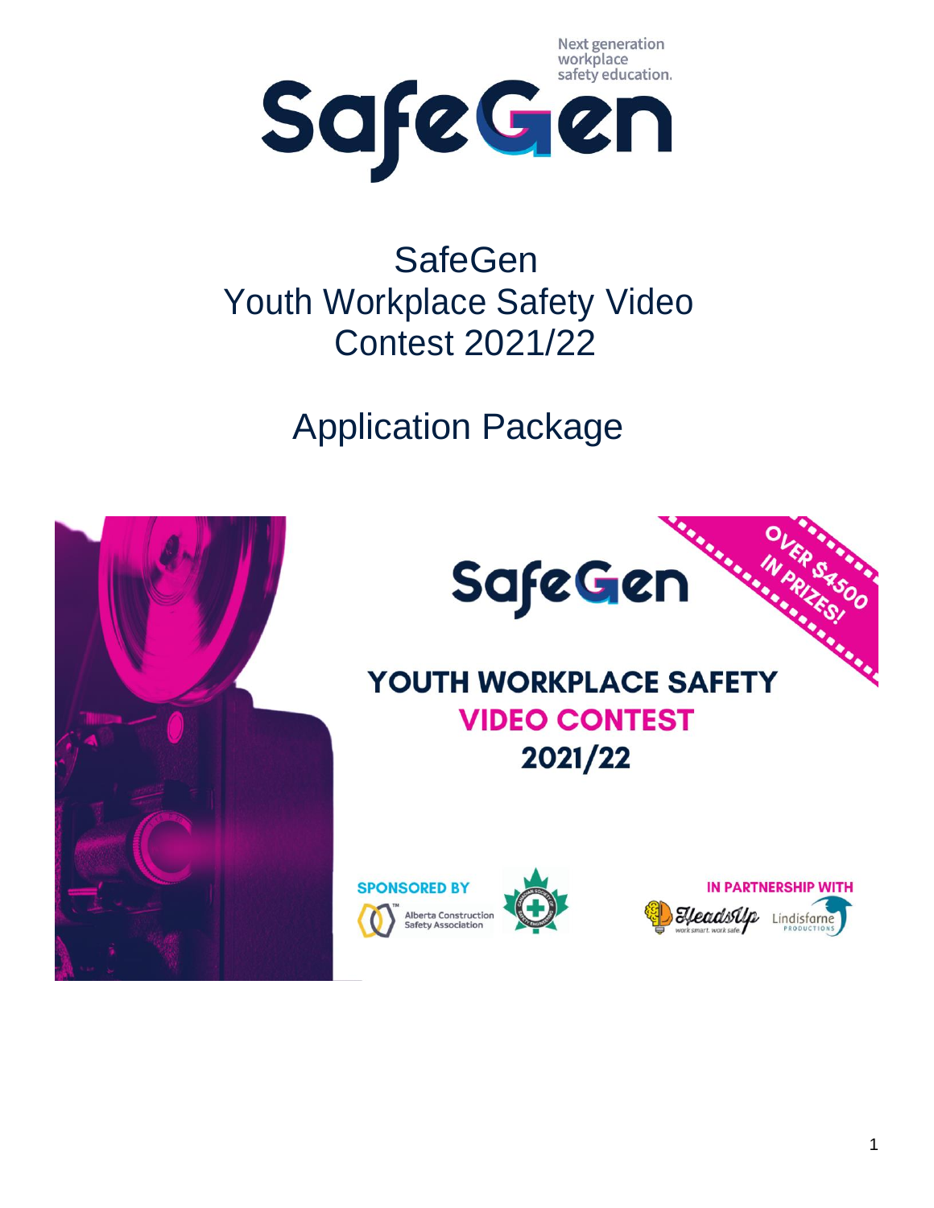Next generation workplace safety education.

SafeGen

# SafeGen Youth Workplace Safety Video Contest 2021/22

## Application Package

SafeGen

OVER $4500 IN PRIZES!

YOUTH WORKPLACE SAFETY **VIDEO CONTEST** 2021/22

SPONSORED BY

Alberta Construction Safety Association

IN PARTNERSHIP WITH

HeadsUp work smart. work safe.

Lindisfarne Productions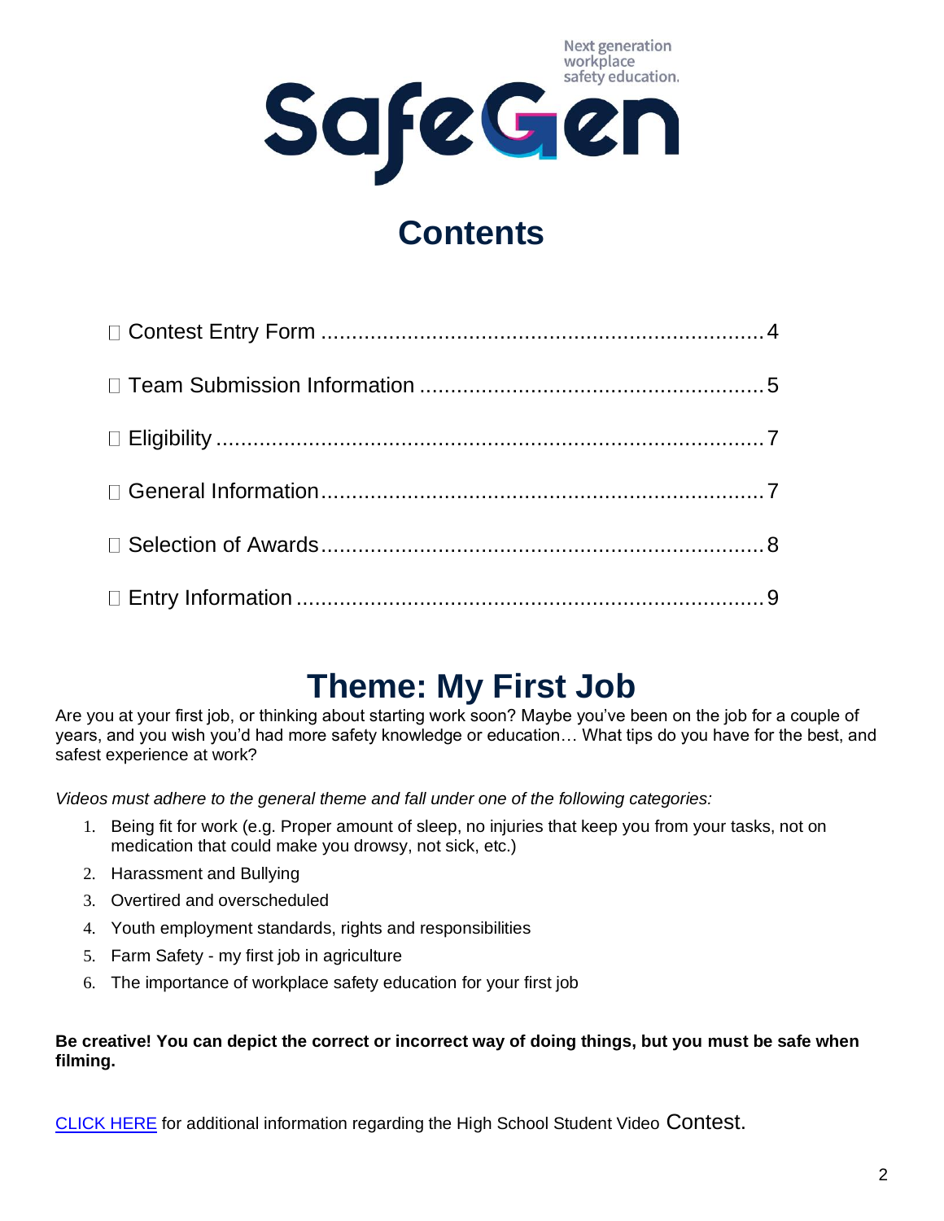Next generation workplace safety education.

SafeGen

# Contents

- Contest Entry Form ........................................................................ 4
- Team Submission Information ........................................................ 5
- Eligibility ........................................................................................ 7
- General Information ........................................................................ 7
- Selection of Awards ........................................................................ 8
- Entry Information ............................................................................ 9

# Theme: My First Job

Are you at your first job, or thinking about starting work soon? Maybe you've been on the job for a couple of years, and you wish you'd had more safety knowledge or education… What tips do you have for the best, and safest experience at work?

*Videos must adhere to the general theme and fall under one of the following categories:*

1. Being fit for work (e.g. Proper amount of sleep, no injuries that keep you from your tasks, not on medication that could make you drowsy, not sick, etc.)
2. Harassment and Bullying
3. Overtired and overscheduled
4. Youth employment standards, rights and responsibilities
5. Farm Safety - my first job in agriculture
6. The importance of workplace safety education for your first job

**Be creative! You can depict the correct or incorrect way of doing things, but you must be safe when filming.**

CLICK HERE for additional information regarding the High School Student Video Contest.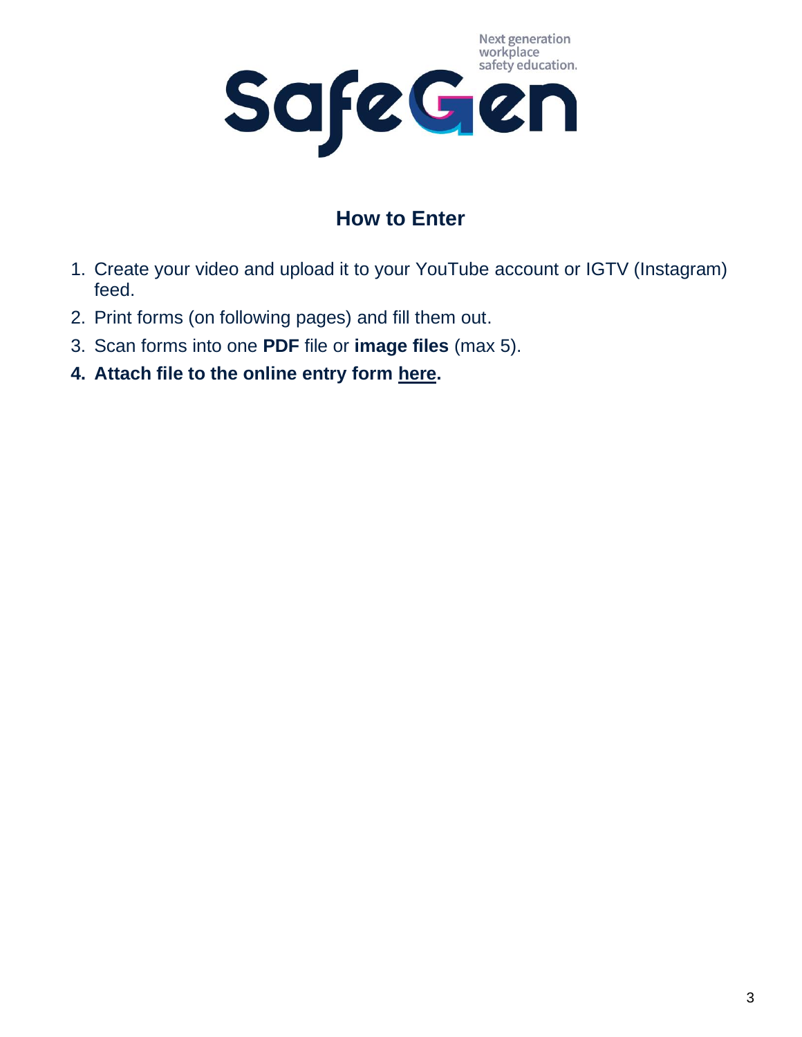Next generation workplace safety education.

SafeGen

## How to Enter

1. Create your video and upload it to your YouTube account or IGTV (Instagram) feed.
2. Print forms (on following pages) and fill them out.
3. Scan forms into one **PDF** file or **image files** (max 5).
4. **Attach file to the online entry form here.**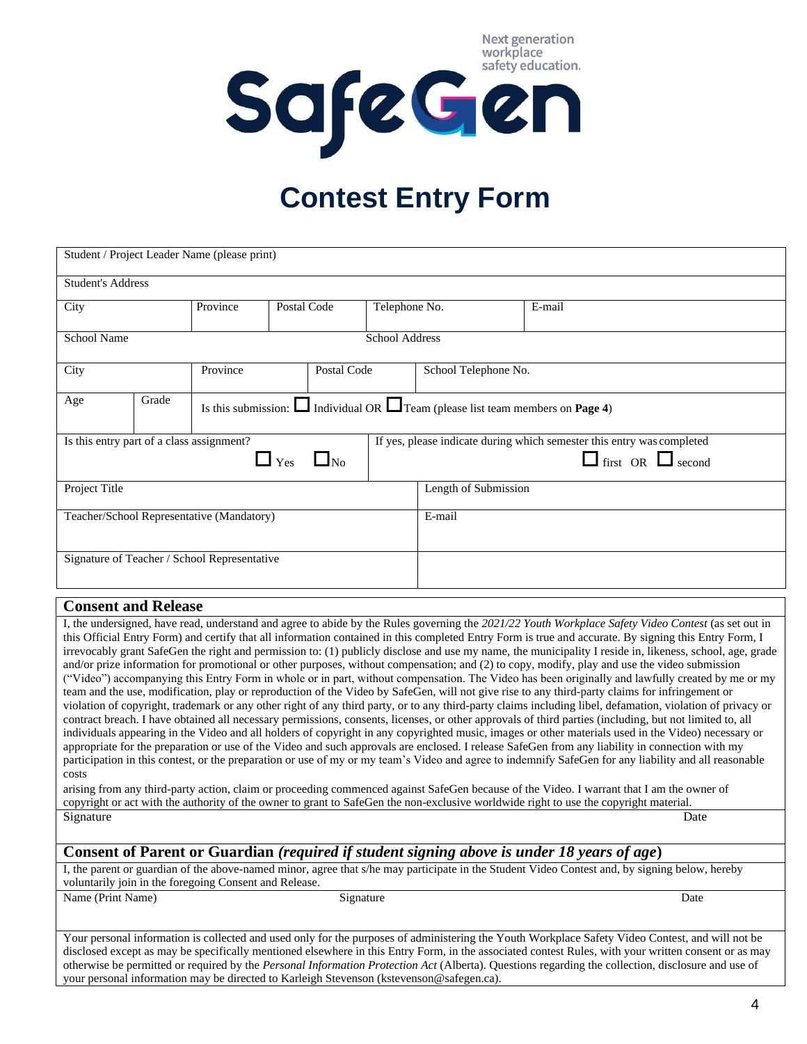Next generation workplace safety education.

SafeGen

# Contest Entry Form

| Student / Project Leader Name (please print) | | | | | |
|---|---|---|---|---|---|
| Student's Address | | | | | |
| City | Province | Postal Code | Telephone No. | E-mail | |
| School Name | | | School Address | | |
| City | Province | Postal Code | School Telephone No. | | |
| Age | Grade | Is this submission: ☐ Individual OR ☐ Team (please list team members on **Page 4**) | | | |
| Is this entry part of a class assignment? ☐ Yes ☐ No | | | If yes, please indicate during which semester this entry was completed ☐ first OR ☐ second | | |
| Project Title | | | Length of Submission | | |
| Teacher/School Representative (Mandatory) | | | E-mail | | |
| Signature of Teacher / School Representative | | | | | |

## Consent and Release

I, the undersigned, have read, understand and agree to abide by the Rules governing the *2021/22 Youth Workplace Safety Video Contest* (as set out in this Official Entry Form) and certify that all information contained in this completed Entry Form is true and accurate. By signing this Entry Form, I irrevocably grant SafeGen the right and permission to: (1) publicly disclose and use my name, the municipality I reside in, likeness, school, age, grade and/or prize information for promotional or other purposes, without compensation; and (2) to copy, modify, play and use the video submission ("Video") accompanying this Entry Form in whole or in part, without compensation. The Video has been originally and lawfully created by me or my team and the use, modification, play or reproduction of the Video by SafeGen, will not give rise to any third-party claims for infringement or violation of copyright, trademark or any other right of any third party, or to any third-party claims including libel, defamation, violation of privacy or contract breach. I have obtained all necessary permissions, consents, licenses, or other approvals of third parties (including, but not limited to, all individuals appearing in the Video and all holders of copyright in any copyrighted music, images or other materials used in the Video) necessary or appropriate for the preparation or use of the Video and such approvals are enclosed. I release SafeGen from any liability in connection with my participation in this contest, or the preparation or use of my or my team's Video and agree to indemnify SafeGen for any liability and all reasonable costs arising from any third-party action, claim or proceeding commenced against SafeGen because of the Video. I warrant that I am the owner of copyright or act with the authority of the owner to grant to SafeGen the non-exclusive worldwide right to use the copyright material.

| Signature | Date |
|---|---|
| | |

## Consent of Parent or Guardian *(required if student signing above is under 18 years of age)*

I, the parent or guardian of the above-named minor, agree that s/he may participate in the Student Video Contest and, by signing below, hereby voluntarily join in the foregoing Consent and Release.

| Name (Print Name) | Signature | Date |
|---|---|---|
| | | |

Your personal information is collected and used only for the purposes of administering the Youth Workplace Safety Video Contest, and will not be disclosed except as may be specifically mentioned elsewhere in this Entry Form, in the associated contest Rules, with your written consent or as may otherwise be permitted or required by the *Personal Information Protection Act* (Alberta). Questions regarding the collection, disclosure and use of your personal information may be directed to Karleigh Stevenson (kstevenson@safegen.ca).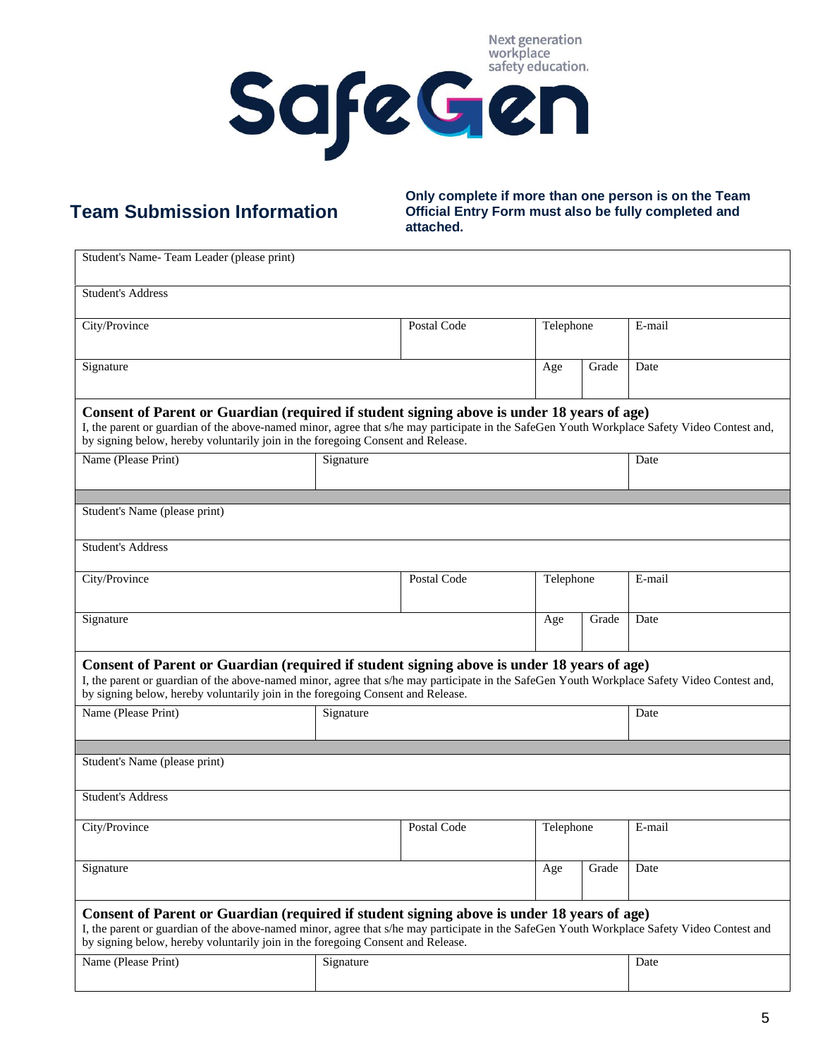Next generation workplace safety education.

**SafeGen**

## Team Submission Information

**Only complete if more than one person is on the Team Official Entry Form must also be fully completed and attached.**

| Student's Name- Team Leader (please print) | | | | |
|---|---|---|---|---|
| Student's Address | | | | |
| City/Province | Postal Code | Telephone | | E-mail |
| Signature | | Age | Grade | Date |

**Consent of Parent or Guardian (required if student signing above is under 18 years of age)**
I, the parent or guardian of the above-named minor, agree that s/he may participate in the SafeGen Youth Workplace Safety Video Contest and, by signing below, hereby voluntarily join in the foregoing Consent and Release.

| Name (Please Print) | Signature | Date |
|---|---|---|
| | | |

| Student's Name (please print) | | | | |
|---|---|---|---|---|
| Student's Address | | | | |
| City/Province | Postal Code | Telephone | | E-mail |
| Signature | | Age | Grade | Date |

**Consent of Parent or Guardian (required if student signing above is under 18 years of age)**
I, the parent or guardian of the above-named minor, agree that s/he may participate in the SafeGen Youth Workplace Safety Video Contest and, by signing below, hereby voluntarily join in the foregoing Consent and Release.

| Name (Please Print) | Signature | Date |
|---|---|---|
| | | |

| Student's Name (please print) | | | | |
|---|---|---|---|---|
| Student's Address | | | | |
| City/Province | Postal Code | Telephone | | E-mail |
| Signature | | Age | Grade | Date |

**Consent of Parent or Guardian (required if student signing above is under 18 years of age)**
I, the parent or guardian of the above-named minor, agree that s/he may participate in the SafeGen Youth Workplace Safety Video Contest and by signing below, hereby voluntarily join in the foregoing Consent and Release.

| Name (Please Print) | Signature | Date |
|---|---|---|
| | | |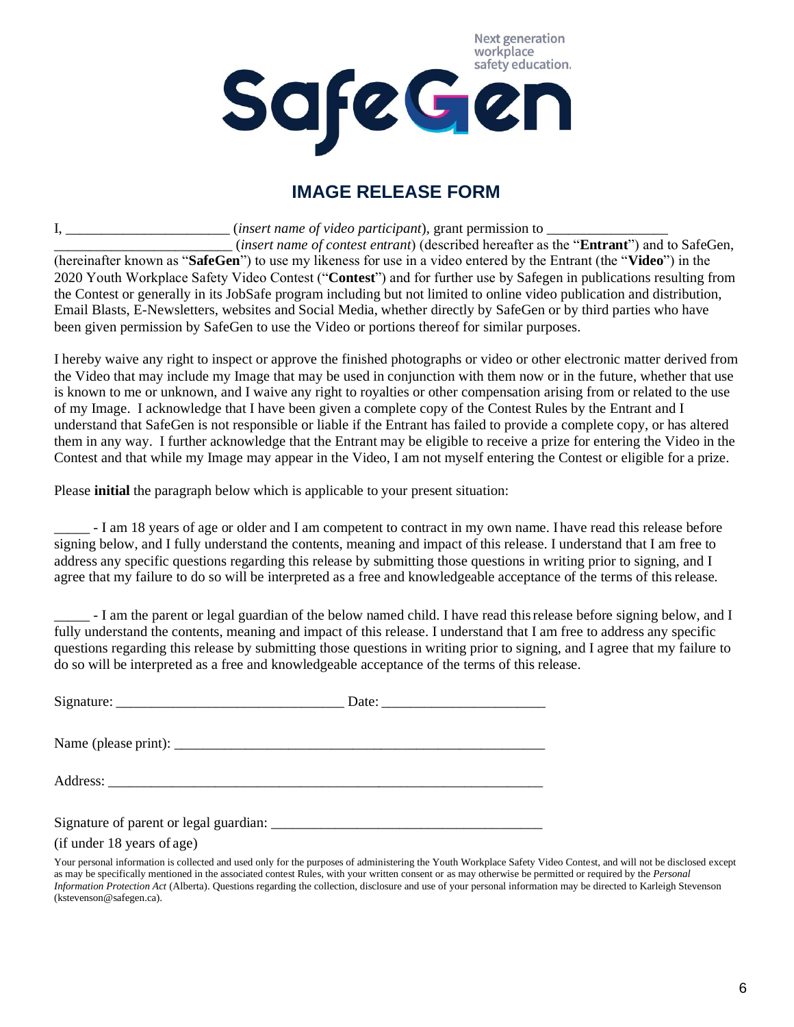Next generation workplace safety education.

SafeGen

# IMAGE RELEASE FORM

I, ______________________ (*insert name of video participant*), grant permission to ________________ ________________________ (*insert name of contest entrant*) (described hereafter as the "**Entrant**") and to SafeGen, (hereinafter known as "**SafeGen**") to use my likeness for use in a video entered by the Entrant (the "**Video**") in the 2020 Youth Workplace Safety Video Contest ("**Contest**") and for further use by Safegen in publications resulting from the Contest or generally in its JobSafe program including but not limited to online video publication and distribution, Email Blasts, E-Newsletters, websites and Social Media, whether directly by SafeGen or by third parties who have been given permission by SafeGen to use the Video or portions thereof for similar purposes.

I hereby waive any right to inspect or approve the finished photographs or video or other electronic matter derived from the Video that may include my Image that may be used in conjunction with them now or in the future, whether that use is known to me or unknown, and I waive any right to royalties or other compensation arising from or related to the use of my Image. I acknowledge that I have been given a complete copy of the Contest Rules by the Entrant and I understand that SafeGen is not responsible or liable if the Entrant has failed to provide a complete copy, or has altered them in any way. I further acknowledge that the Entrant may be eligible to receive a prize for entering the Video in the Contest and that while my Image may appear in the Video, I am not myself entering the Contest or eligible for a prize.

Please **initial** the paragraph below which is applicable to your present situation:

_____ - I am 18 years of age or older and I am competent to contract in my own name. I have read this release before signing below, and I fully understand the contents, meaning and impact of this release. I understand that I am free to address any specific questions regarding this release by submitting those questions in writing prior to signing, and I agree that my failure to do so will be interpreted as a free and knowledgeable acceptance of the terms of this release.

_____ - I am the parent or legal guardian of the below named child. I have read this release before signing below, and I fully understand the contents, meaning and impact of this release. I understand that I am free to address any specific questions regarding this release by submitting those questions in writing prior to signing, and I agree that my failure to do so will be interpreted as a free and knowledgeable acceptance of the terms of this release.

Signature: _______________________________ Date: ______________________

Name (please print): ______________________________________________________

Address: ______________________________________________________________

Signature of parent or legal guardian: _____________________________________

(if under 18 years of age)

Your personal information is collected and used only for the purposes of administering the Youth Workplace Safety Video Contest, and will not be disclosed except as may be specifically mentioned in the associated contest Rules, with your written consent or as may otherwise be permitted or required by the *Personal Information Protection Act* (Alberta). Questions regarding the collection, disclosure and use of your personal information may be directed to Karleigh Stevenson (kstevenson@safegen.ca).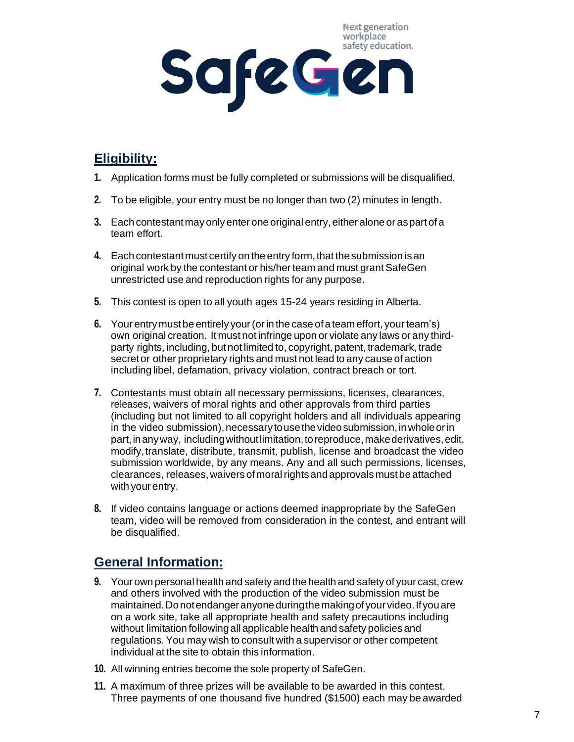## Eligibility:

1. Application forms must be fully completed or submissions will be disqualified.
2. To be eligible, your entry must be no longer than two (2) minutes in length.
3. Each contestant may only enter one original entry, either alone or as part of a team effort.
4. Each contestant must certify on the entry form, that the submission is an original work by the contestant or his/her team and must grant SafeGen unrestricted use and reproduction rights for any purpose.
5. This contest is open to all youth ages 15-24 years residing in Alberta.
6. Your entry must be entirely your (or in the case of a team effort, your team's) own original creation. It must not infringe upon or violate any laws or any third-party rights, including, but not limited to, copyright, patent, trademark, trade secret or other proprietary rights and must not lead to any cause of action including libel, defamation, privacy violation, contract breach or tort.
7. Contestants must obtain all necessary permissions, licenses, clearances, releases, waivers of moral rights and other approvals from third parties (including but not limited to all copyright holders and all individuals appearing in the video submission), necessary to use the video submission, in whole or in part, in any way, including without limitation, to reproduce, make derivatives, edit, modify, translate, distribute, transmit, publish, license and broadcast the video submission worldwide, by any means. Any and all such permissions, licenses, clearances, releases, waivers of moral rights and approvals must be attached with your entry.
8. If video contains language or actions deemed inappropriate by the SafeGen team, video will be removed from consideration in the contest, and entrant will be disqualified.

## General Information:

9. Your own personal health and safety and the health and safety of your cast, crew and others involved with the production of the video submission must be maintained. Do not endanger anyone during the making of your video. If you are on a work site, take all appropriate health and safety precautions including without limitation following all applicable health and safety policies and regulations. You may wish to consult with a supervisor or other competent individual at the site to obtain this information.
10. All winning entries become the sole property of SafeGen.
11. A maximum of three prizes will be available to be awarded in this contest. Three payments of one thousand five hundred ($1500) each may be awarded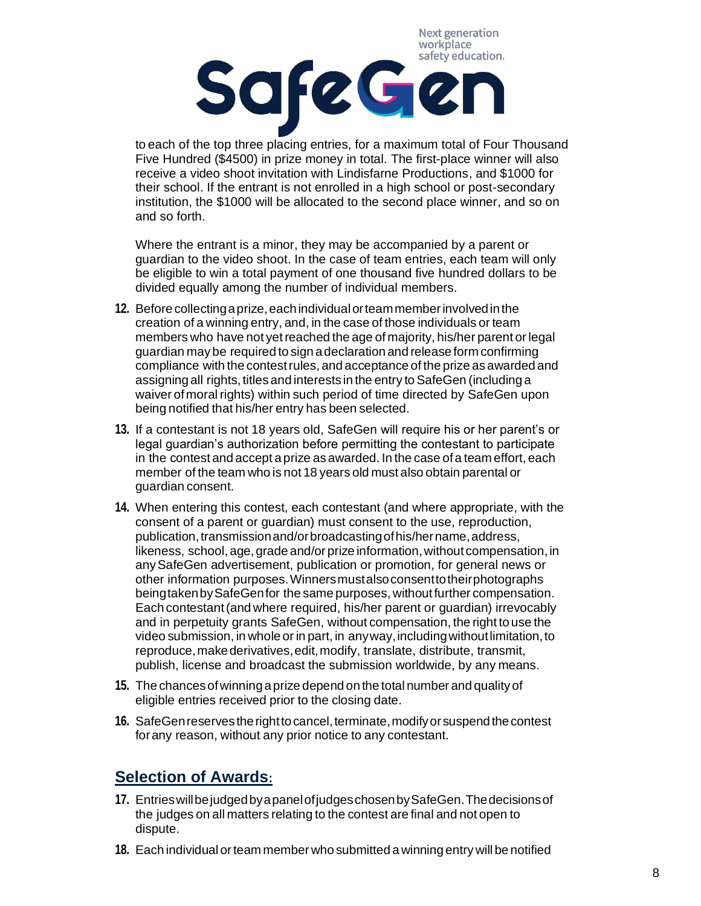to each of the top three placing entries, for a maximum total of Four Thousand Five Hundred ($4500) in prize money in total. The first-place winner will also receive a video shoot invitation with Lindisfarne Productions, and $1000 for their school. If the entrant is not enrolled in a high school or post-secondary institution, the $1000 will be allocated to the second place winner, and so on and so forth.

Where the entrant is a minor, they may be accompanied by a parent or guardian to the video shoot. In the case of team entries, each team will only be eligible to win a total payment of one thousand five hundred dollars to be divided equally among the number of individual members.

12. Before collecting a prize, each individual or team member involved in the creation of a winning entry, and, in the case of those individuals or team members who have not yet reached the age of majority, his/her parent or legal guardian may be required to sign a declaration and release form confirming compliance with the contest rules, and acceptance of the prize as awarded and assigning all rights, titles and interests in the entry to SafeGen (including a waiver of moral rights) within such period of time directed by SafeGen upon being notified that his/her entry has been selected.
13. If a contestant is not 18 years old, SafeGen will require his or her parent's or legal guardian's authorization before permitting the contestant to participate in the contest and accept a prize as awarded. In the case of a team effort, each member of the team who is not 18 years old must also obtain parental or guardian consent.
14. When entering this contest, each contestant (and where appropriate, with the consent of a parent or guardian) must consent to the use, reproduction, publication, transmission and/or broadcasting of his/her name, address, likeness, school, age, grade and/or prize information, without compensation, in any SafeGen advertisement, publication or promotion, for general news or other information purposes. Winners must also consent to their photographs being taken by SafeGen for the same purposes, without further compensation. Each contestant (and where required, his/her parent or guardian) irrevocably and in perpetuity grants SafeGen, without compensation, the right to use the video submission, in whole or in part, in any way, including without limitation, to reproduce, make derivatives, edit, modify, translate, distribute, transmit, publish, license and broadcast the submission worldwide, by any means.
15. The chances of winning a prize depend on the total number and quality of eligible entries received prior to the closing date.
16. SafeGen reserves the right to cancel, terminate, modify or suspend the contest for any reason, without any prior notice to any contestant.

## Selection of Awards:

17. Entries will be judged by a panel of judges chosen by SafeGen. The decisions of the judges on all matters relating to the contest are final and not open to dispute.
18. Each individual or team member who submitted a winning entry will be notified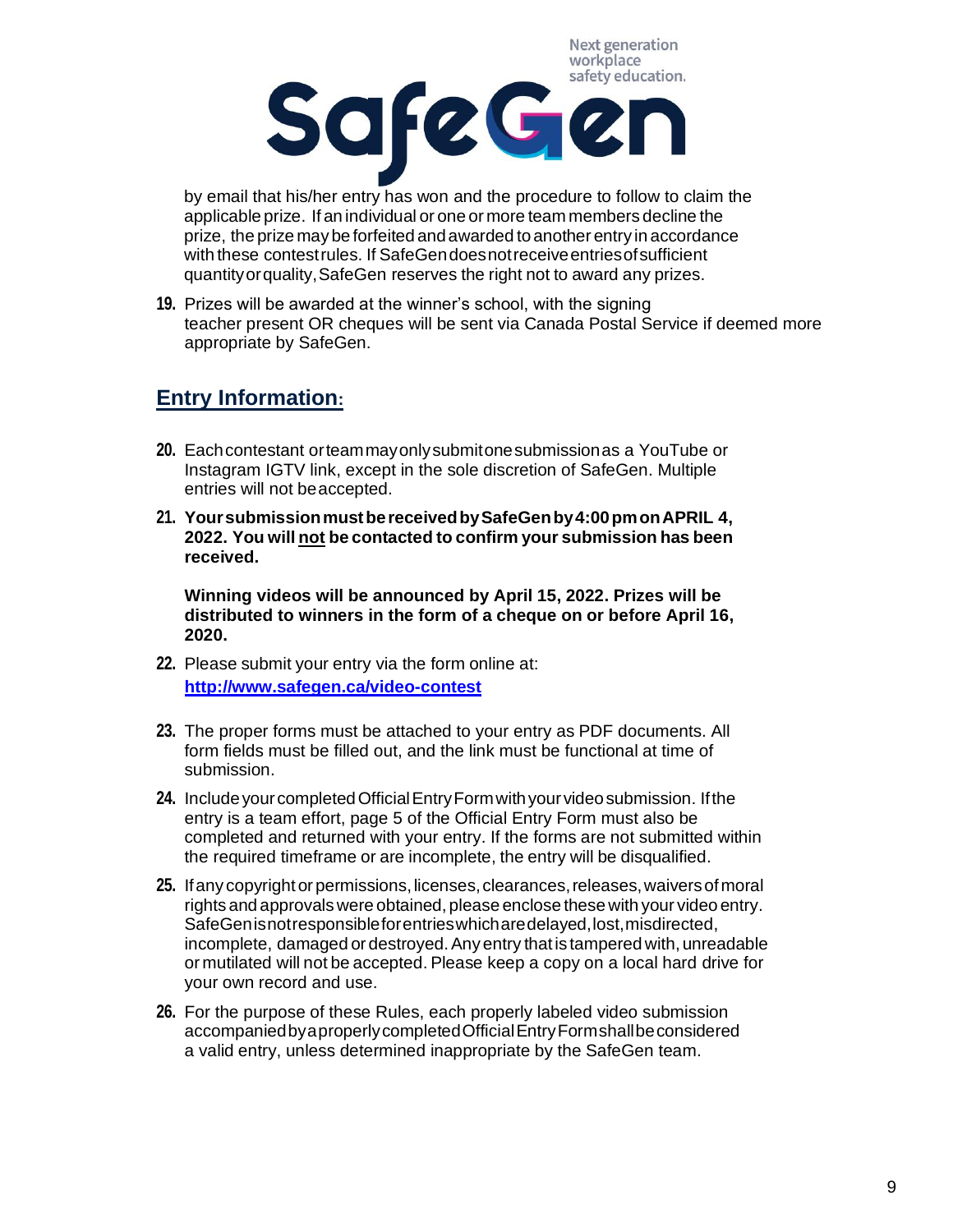by email that his/her entry has won and the procedure to follow to claim the applicable prize. If an individual or one or more team members decline the prize, the prize may be forfeited and awarded to another entry in accordance with these contest rules. If SafeGen does not receive entries of sufficient quantity or quality, SafeGen reserves the right not to award any prizes.

**19.** Prizes will be awarded at the winner's school, with the signing teacher present OR cheques will be sent via Canada Postal Service if deemed more appropriate by SafeGen.

## Entry Information:

**20.** Each contestant or team may only submit one submission as a YouTube or Instagram IGTV link, except in the sole discretion of SafeGen. Multiple entries will not be accepted.

**21.** **Your submission must be received by SafeGen by 4:00 pm on APRIL 4, 2022. You will <u>not</u> be contacted to confirm your submission has been received.**

**Winning videos will be announced by April 15, 2022. Prizes will be distributed to winners in the form of a cheque on or before April 16, 2020.**

**22.** Please submit your entry via the form online at: **[http://www.safegen.ca/video-contest](http://www.safegen.ca/video-contest)**

**23.** The proper forms must be attached to your entry as PDF documents. All form fields must be filled out, and the link must be functional at time of submission.

**24.** Include your completed Official Entry Form with your video submission. If the entry is a team effort, page 5 of the Official Entry Form must also be completed and returned with your entry. If the forms are not submitted within the required timeframe or are incomplete, the entry will be disqualified.

**25.** If any copyright or permissions, licenses, clearances, releases, waivers of moral rights and approvals were obtained, please enclose these with your video entry. SafeGen is not responsible for entries which are delayed, lost, misdirected, incomplete, damaged or destroyed. Any entry that is tampered with, unreadable or mutilated will not be accepted. Please keep a copy on a local hard drive for your own record and use.

**26.** For the purpose of these Rules, each properly labeled video submission accompanied by a properly completed Official Entry Form shall be considered a valid entry, unless determined inappropriate by the SafeGen team.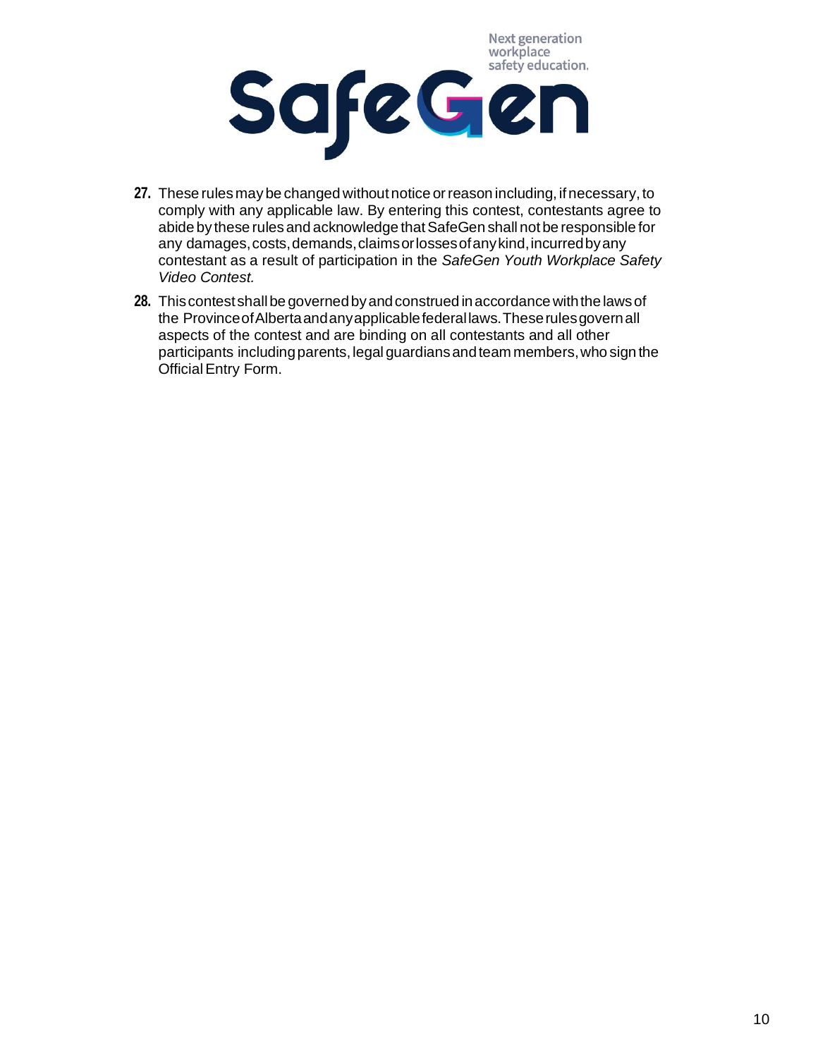**27.** These rules may be changed without notice or reason including, if necessary, to comply with any applicable law. By entering this contest, contestants agree to abide by these rules and acknowledge that SafeGen shall not be responsible for any damages, costs, demands, claims or losses of any kind, incurred by any contestant as a result of participation in the *SafeGen Youth Workplace Safety Video Contest.*

**28.** This contest shall be governed by and construed in accordance with the laws of the Province of Alberta and any applicable federal laws. These rules govern all aspects of the contest and are binding on all contestants and all other participants including parents, legal guardians and team members, who sign the Official Entry Form.